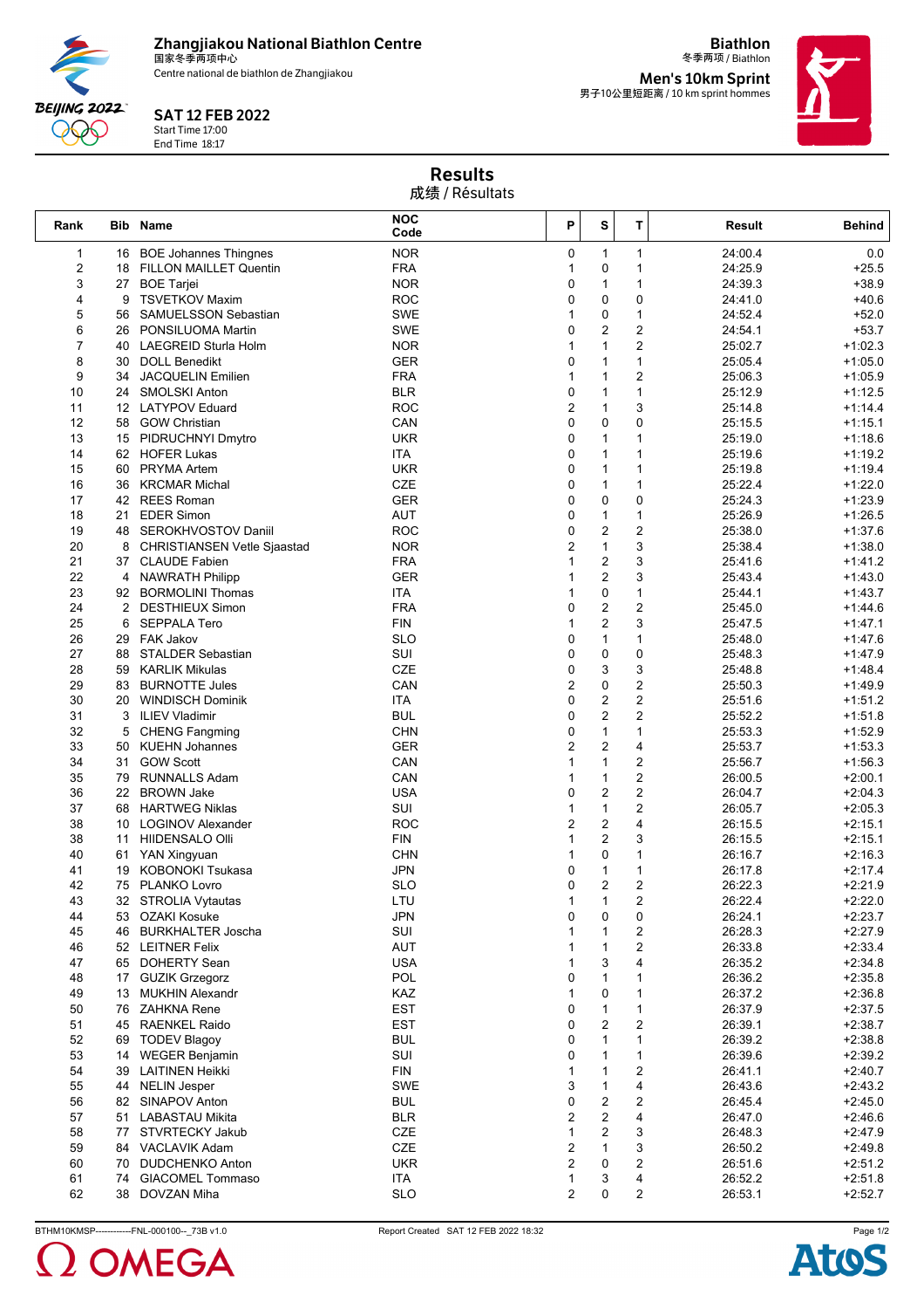Zhangjiakou National Biathlon Centre
国家冬季两项中心
Centre national de biathlon de Zhangjiakou

**SAT 12 FEB 2022**
Start Time 17:00
End Time 18:17

**Biathlon**
冬季两项 / Biathlon

**Men's 10km Sprint**
男子10公里短距离 / 10 km sprint hommes

# Results
成绩 / Résultats

| Rank | Bib | Name | NOC Code | P | S | T | Result | Behind |
|---|---|---|---|---|---|---|---|---|
| 1 | 16 | BOE Johannes Thingnes | NOR | 0 | 1 | 1 | 24:00.4 | 0.0 |
| 2 | 18 | FILLON MAILLET Quentin | FRA | 1 | 0 | 1 | 24:25.9 | +25.5 |
| 3 | 27 | BOE Tarjei | NOR | 0 | 1 | 1 | 24:39.3 | +38.9 |
| 4 | 9 | TSVETKOV Maxim | ROC | 0 | 0 | 0 | 24:41.0 | +40.6 |
| 5 | 56 | SAMUELSSON Sebastian | SWE | 1 | 0 | 1 | 24:52.4 | +52.0 |
| 6 | 26 | PONSILUOMA Martin | SWE | 0 | 2 | 2 | 24:54.1 | +53.7 |
| 7 | 40 | LAEGREID Sturla Holm | NOR | 1 | 1 | 2 | 25:02.7 | +1:02.3 |
| 8 | 30 | DOLL Benedikt | GER | 0 | 1 | 1 | 25:05.4 | +1:05.0 |
| 9 | 34 | JACQUELIN Emilien | FRA | 1 | 1 | 2 | 25:06.3 | +1:05.9 |
| 10 | 24 | SMOLSKI Anton | BLR | 0 | 1 | 1 | 25:12.9 | +1:12.5 |
| 11 | 12 | LATYPOV Eduard | ROC | 2 | 1 | 3 | 25:14.8 | +1:14.4 |
| 12 | 58 | GOW Christian | CAN | 0 | 0 | 0 | 25:15.5 | +1:15.1 |
| 13 | 15 | PIDRUCHNYI Dmytro | UKR | 0 | 1 | 1 | 25:19.0 | +1:18.6 |
| 14 | 62 | HOFER Lukas | ITA | 0 | 1 | 1 | 25:19.6 | +1:19.2 |
| 15 | 60 | PRYMA Artem | UKR | 0 | 1 | 1 | 25:19.8 | +1:19.4 |
| 16 | 36 | KRCMAR Michal | CZE | 0 | 1 | 1 | 25:22.4 | +1:22.0 |
| 17 | 42 | REES Roman | GER | 0 | 0 | 0 | 25:24.3 | +1:23.9 |
| 18 | 21 | EDER Simon | AUT | 0 | 1 | 1 | 25:26.9 | +1:26.5 |
| 19 | 48 | SEROKHVOSTOV Daniil | ROC | 0 | 2 | 2 | 25:38.0 | +1:37.6 |
| 20 | 8 | CHRISTIANSEN Vetle Sjaastad | NOR | 2 | 1 | 3 | 25:38.4 | +1:38.0 |
| 21 | 37 | CLAUDE Fabien | FRA | 1 | 2 | 3 | 25:41.6 | +1:41.2 |
| 22 | 4 | NAWRATH Philipp | GER | 1 | 2 | 3 | 25:43.4 | +1:43.0 |
| 23 | 92 | BORMOLINI Thomas | ITA | 1 | 0 | 1 | 25:44.1 | +1:43.7 |
| 24 | 2 | DESTHIEUX Simon | FRA | 0 | 2 | 2 | 25:45.0 | +1:44.6 |
| 25 | 6 | SEPPALA Tero | FIN | 1 | 2 | 3 | 25:47.5 | +1:47.1 |
| 26 | 29 | FAK Jakov | SLO | 0 | 1 | 1 | 25:48.0 | +1:47.6 |
| 27 | 88 | STALDER Sebastian | SUI | 0 | 0 | 0 | 25:48.3 | +1:47.9 |
| 28 | 59 | KARLIK Mikulas | CZE | 0 | 3 | 3 | 25:48.8 | +1:48.4 |
| 29 | 83 | BURNOTTE Jules | CAN | 2 | 0 | 2 | 25:50.3 | +1:49.9 |
| 30 | 20 | WINDISCH Dominik | ITA | 0 | 2 | 2 | 25:51.6 | +1:51.2 |
| 31 | 3 | ILIEV Vladimir | BUL | 0 | 2 | 2 | 25:52.2 | +1:51.8 |
| 32 | 5 | CHENG Fangming | CHN | 0 | 1 | 1 | 25:53.3 | +1:52.9 |
| 33 | 50 | KUEHN Johannes | GER | 2 | 2 | 4 | 25:53.7 | +1:53.3 |
| 34 | 31 | GOW Scott | CAN | 1 | 1 | 2 | 25:56.7 | +1:56.3 |
| 35 | 79 | RUNNALLS Adam | CAN | 1 | 1 | 2 | 26:00.5 | +2:00.1 |
| 36 | 22 | BROWN Jake | USA | 0 | 2 | 2 | 26:04.7 | +2:04.3 |
| 37 | 68 | HARTWEG Niklas | SUI | 1 | 1 | 2 | 26:05.7 | +2:05.3 |
| 38 | 10 | LOGINOV Alexander | ROC | 2 | 2 | 4 | 26:15.5 | +2:15.1 |
| 38 | 11 | HIIDENSALO Olli | FIN | 1 | 2 | 3 | 26:15.5 | +2:15.1 |
| 40 | 61 | YAN Xingyuan | CHN | 1 | 0 | 1 | 26:16.7 | +2:16.3 |
| 41 | 19 | KOBONOKI Tsukasa | JPN | 0 | 1 | 1 | 26:17.8 | +2:17.4 |
| 42 | 75 | PLANKO Lovro | SLO | 0 | 2 | 2 | 26:22.3 | +2:21.9 |
| 43 | 32 | STROLIA Vytautas | LTU | 1 | 1 | 2 | 26:22.4 | +2:22.0 |
| 44 | 53 | OZAKI Kosuke | JPN | 0 | 0 | 0 | 26:24.1 | +2:23.7 |
| 45 | 46 | BURKHALTER Joscha | SUI | 1 | 1 | 2 | 26:28.3 | +2:27.9 |
| 46 | 52 | LEITNER Felix | AUT | 1 | 1 | 2 | 26:33.8 | +2:33.4 |
| 47 | 65 | DOHERTY Sean | USA | 1 | 3 | 4 | 26:35.2 | +2:34.8 |
| 48 | 17 | GUZIK Grzegorz | POL | 0 | 1 | 1 | 26:36.2 | +2:35.8 |
| 49 | 13 | MUKHIN Alexandr | KAZ | 1 | 0 | 1 | 26:37.2 | +2:36.8 |
| 50 | 76 | ZAHKNA Rene | EST | 0 | 1 | 1 | 26:37.9 | +2:37.5 |
| 51 | 45 | RAENKEL Raido | EST | 0 | 2 | 2 | 26:39.1 | +2:38.7 |
| 52 | 69 | TODEV Blagoy | BUL | 0 | 1 | 1 | 26:39.2 | +2:38.8 |
| 53 | 14 | WEGER Benjamin | SUI | 0 | 1 | 1 | 26:39.6 | +2:39.2 |
| 54 | 39 | LAITINEN Heikki | FIN | 1 | 1 | 2 | 26:41.1 | +2:40.7 |
| 55 | 44 | NELIN Jesper | SWE | 3 | 1 | 4 | 26:43.6 | +2:43.2 |
| 56 | 82 | SINAPOV Anton | BUL | 0 | 2 | 2 | 26:45.4 | +2:45.0 |
| 57 | 51 | LABASTAU Mikita | BLR | 2 | 2 | 4 | 26:47.0 | +2:46.6 |
| 58 | 77 | STVRTECKY Jakub | CZE | 1 | 2 | 3 | 26:48.3 | +2:47.9 |
| 59 | 84 | VACLAVIK Adam | CZE | 2 | 1 | 3 | 26:50.2 | +2:49.8 |
| 60 | 70 | DUDCHENKO Anton | UKR | 2 | 0 | 2 | 26:51.6 | +2:51.2 |
| 61 | 74 | GIACOMEL Tommaso | ITA | 1 | 3 | 4 | 26:52.2 | +2:51.8 |
| 62 | 38 | DOVZAN Miha | SLO | 2 | 0 | 2 | 26:53.1 | +2:52.7 |

BTHM10KMSP------------FNL-000100--_73B v1.0 Report Created SAT 12 FEB 2022 18:32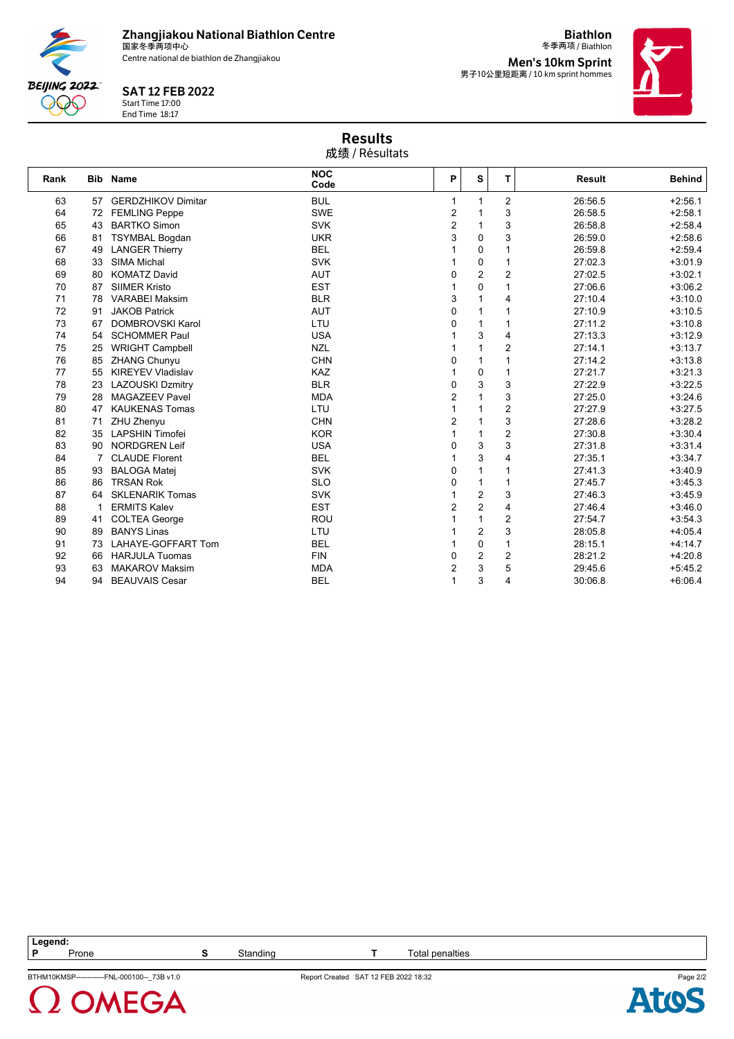# Zhangjiakou National Biathlon Centre

国家冬季两项中心

Centre national de biathlon de Zhangjiakou

**SAT 12 FEB 2022**

Start Time 17:00

End Time 18:17

**Biathlon**

冬季两项 / Biathlon

**Men's 10km Sprint**

男子10公里短距离 / 10 km sprint hommes

## Results

成绩 / Résultats

| Rank | Bib | Name | NOC Code | P | S | T | Result | Behind |
|---|---|---|---|---|---|---|---|---|
| 63 | 57 | GERDZHIKOV Dimitar | BUL | 1 | 1 | 2 | 26:56.5 | +2:56.1 |
| 64 | 72 | FEMLING Peppe | SWE | 2 | 1 | 3 | 26:58.5 | +2:58.1 |
| 65 | 43 | BARTKO Simon | SVK | 2 | 1 | 3 | 26:58.8 | +2:58.4 |
| 66 | 81 | TSYMBAL Bogdan | UKR | 3 | 0 | 3 | 26:59.0 | +2:58.6 |
| 67 | 49 | LANGER Thierry | BEL | 1 | 0 | 1 | 26:59.8 | +2:59.4 |
| 68 | 33 | SIMA Michal | SVK | 1 | 0 | 1 | 27:02.3 | +3:01.9 |
| 69 | 80 | KOMATZ David | AUT | 0 | 2 | 2 | 27:02.5 | +3:02.1 |
| 70 | 87 | SIIMER Kristo | EST | 1 | 0 | 1 | 27:06.6 | +3:06.2 |
| 71 | 78 | VARABEI Maksim | BLR | 3 | 1 | 4 | 27:10.4 | +3:10.0 |
| 72 | 91 | JAKOB Patrick | AUT | 0 | 1 | 1 | 27:10.9 | +3:10.5 |
| 73 | 67 | DOMBROVSKI Karol | LTU | 0 | 1 | 1 | 27:11.2 | +3:10.8 |
| 74 | 54 | SCHOMMER Paul | USA | 1 | 3 | 4 | 27:13.3 | +3:12.9 |
| 75 | 25 | WRIGHT Campbell | NZL | 1 | 1 | 2 | 27:14.1 | +3:13.7 |
| 76 | 85 | ZHANG Chunyu | CHN | 0 | 1 | 1 | 27:14.2 | +3:13.8 |
| 77 | 55 | KIREYEV Vladislav | KAZ | 1 | 0 | 1 | 27:21.7 | +3:21.3 |
| 78 | 23 | LAZOUSKI Dzmitry | BLR | 0 | 3 | 3 | 27:22.9 | +3:22.5 |
| 79 | 28 | MAGAZEEV Pavel | MDA | 2 | 1 | 3 | 27:25.0 | +3:24.6 |
| 80 | 47 | KAUKENAS Tomas | LTU | 1 | 1 | 2 | 27:27.9 | +3:27.5 |
| 81 | 71 | ZHU Zhenyu | CHN | 2 | 1 | 3 | 27:28.6 | +3:28.2 |
| 82 | 35 | LAPSHIN Timofei | KOR | 1 | 1 | 2 | 27:30.8 | +3:30.4 |
| 83 | 90 | NORDGREN Leif | USA | 0 | 3 | 3 | 27:31.8 | +3:31.4 |
| 84 | 7 | CLAUDE Florent | BEL | 1 | 3 | 4 | 27:35.1 | +3:34.7 |
| 85 | 93 | BALOGA Matej | SVK | 0 | 1 | 1 | 27:41.3 | +3:40.9 |
| 86 | 86 | TRSAN Rok | SLO | 0 | 1 | 1 | 27:45.7 | +3:45.3 |
| 87 | 64 | SKLENARIK Tomas | SVK | 1 | 2 | 3 | 27:46.3 | +3:45.9 |
| 88 | 1 | ERMITS Kalev | EST | 2 | 2 | 4 | 27:46.4 | +3:46.0 |
| 89 | 41 | COLTEA George | ROU | 1 | 1 | 2 | 27:54.7 | +3:54.3 |
| 90 | 89 | BANYS Linas | LTU | 1 | 2 | 3 | 28:05.8 | +4:05.4 |
| 91 | 73 | LAHAYE-GOFFART Tom | BEL | 1 | 0 | 1 | 28:15.1 | +4:14.7 |
| 92 | 66 | HARJULA Tuomas | FIN | 0 | 2 | 2 | 28:21.2 | +4:20.8 |
| 93 | 63 | MAKAROV Maksim | MDA | 2 | 3 | 5 | 29:45.6 | +5:45.2 |
| 94 | 94 | BEAUVAIS Cesar | BEL | 1 | 3 | 4 | 30:06.8 | +6:06.4 |

**Legend:**

**P** Prone **S** Standing **T** Total penalties

BTHM10KMSP------------FNL-000100--_73B v1.0 Report Created SAT 12 FEB 2022 18:32